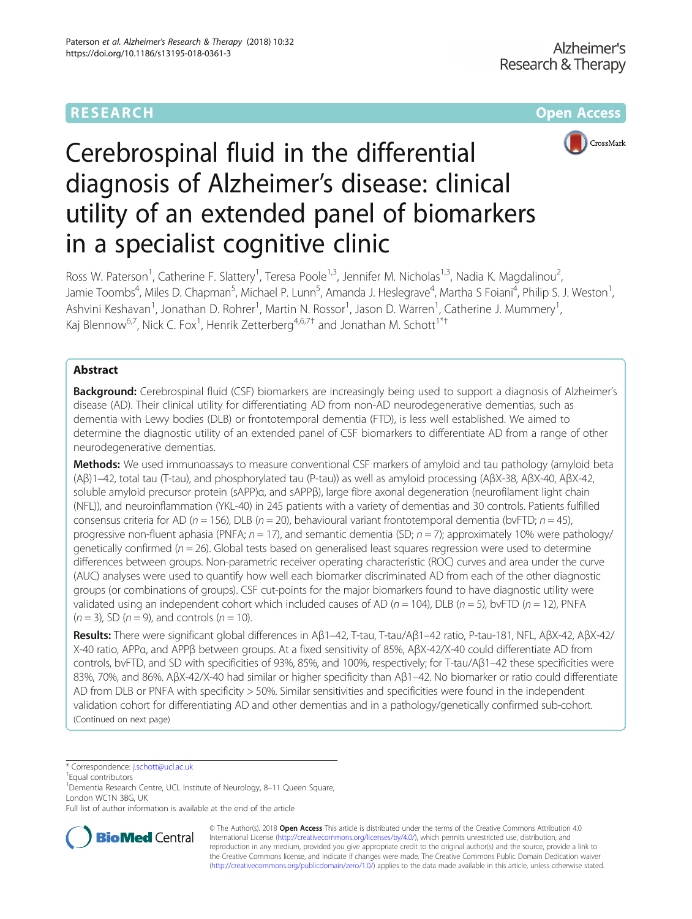RESEARCH Open Access

# Cerebrospinal fluid in the differential diagnosis of Alzheimer's disease: clinical utility of an extended panel of biomarkers in a specialist cognitive clinic

Ross W. Paterson[1], Catherine F. Slattery[1], Teresa Poole[1,3], Jennifer M. Nicholas[1,3], Nadia K. Magdalinou[2], Jamie Toombs[4], Miles D. Chapman[5], Michael P. Lunn[5], Amanda J. Heslegrave[4], Martha S Foiani[4], Philip S. J. Weston[1], Ashvini Keshavan[1], Jonathan D. Rohrer[1], Martin N. Rossor[1], Jason D. Warren[1], Catherine J. Mummery[1], Kaj Blennow[6,7], Nick C. Fox[1], Henrik Zetterberg[4,6,7†] and Jonathan M. Schott[1*†]

## Abstract

**Background:** Cerebrospinal fluid (CSF) biomarkers are increasingly being used to support a diagnosis of Alzheimer's disease (AD). Their clinical utility for differentiating AD from non-AD neurodegenerative dementias, such as dementia with Lewy bodies (DLB) or frontotemporal dementia (FTD), is less well established. We aimed to determine the diagnostic utility of an extended panel of CSF biomarkers to differentiate AD from a range of other neurodegenerative dementias.

**Methods:** We used immunoassays to measure conventional CSF markers of amyloid and tau pathology (amyloid beta (Aβ)1–42, total tau (T-tau), and phosphorylated tau (P-tau)) as well as amyloid processing (AβX-38, AβX-40, AβX-42, soluble amyloid precursor protein (sAPP)α, and sAPPβ), large fibre axonal degeneration (neurofilament light chain (NFL)), and neuroinflammation (YKL-40) in 245 patients with a variety of dementias and 30 controls. Patients fulfilled consensus criteria for AD ($n$ = 156), DLB ($n$ = 20), behavioural variant frontotemporal dementia (bvFTD; $n$ = 45), progressive non-fluent aphasia (PNFA; $n$ = 17), and semantic dementia (SD; $n$ = 7); approximately 10% were pathology/genetically confirmed ($n$ = 26). Global tests based on generalised least squares regression were used to determine differences between groups. Non-parametric receiver operating characteristic (ROC) curves and area under the curve (AUC) analyses were used to quantify how well each biomarker discriminated AD from each of the other diagnostic groups (or combinations of groups). CSF cut-points for the major biomarkers found to have diagnostic utility were validated using an independent cohort which included causes of AD ($n$ = 104), DLB ($n$ = 5), bvFTD ($n$ = 12), PNFA ($n$ = 3), SD ($n$ = 9), and controls ($n$ = 10).

**Results:** There were significant global differences in Aβ1–42, T-tau, T-tau/Aβ1–42 ratio, P-tau-181, NFL, AβX-42, AβX-42/X-40 ratio, APPα, and APPβ between groups. At a fixed sensitivity of 85%, AβX-42/X-40 could differentiate AD from controls, bvFTD, and SD with specificities of 93%, 85%, and 100%, respectively; for T-tau/Aβ1–42 these specificities were 83%, 70%, and 86%. AβX-42/X-40 had similar or higher specificity than Aβ1–42. No biomarker or ratio could differentiate AD from DLB or PNFA with specificity > 50%. Similar sensitivities and specificities were found in the independent validation cohort for differentiating AD and other dementias and in a pathology/genetically confirmed sub-cohort.
(Continued on next page)

* Correspondence: j.schott@ucl.ac.uk
† Equal contributors
[1] Dementia Research Centre, UCL Institute of Neurology, 8–11 Queen Square, London WC1N 3BG, UK
Full list of author information is available at the end of the article

© The Author(s). 2018 **Open Access** This article is distributed under the terms of the Creative Commons Attribution 4.0 International License (http://creativecommons.org/licenses/by/4.0/), which permits unrestricted use, distribution, and reproduction in any medium, provided you give appropriate credit to the original author(s) and the source, provide a link to the Creative Commons license, and indicate if changes were made. The Creative Commons Public Domain Dedication waiver (http://creativecommons.org/publicdomain/zero/1.0/) applies to the data made available in this article, unless otherwise stated.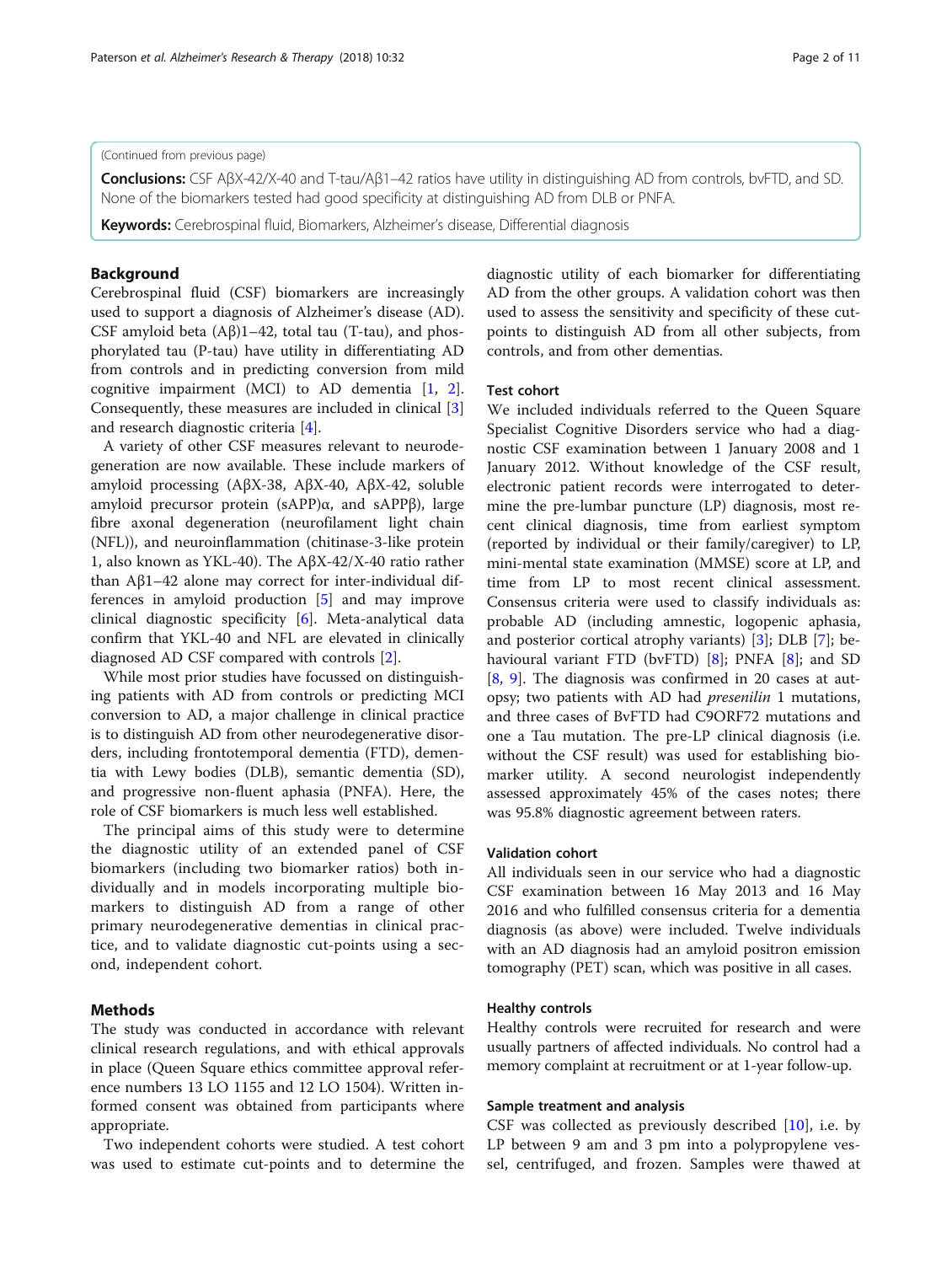(Continued from previous page)

**Conclusions:** CSF AβX-42/X-40 and T-tau/Aβ1–42 ratios have utility in distinguishing AD from controls, bvFTD, and SD. None of the biomarkers tested had good specificity at distinguishing AD from DLB or PNFA.

**Keywords:** Cerebrospinal fluid, Biomarkers, Alzheimer's disease, Differential diagnosis

## Background

Cerebrospinal fluid (CSF) biomarkers are increasingly used to support a diagnosis of Alzheimer's disease (AD). CSF amyloid beta (Aβ)1–42, total tau (T-tau), and phosphorylated tau (P-tau) have utility in differentiating AD from controls and in predicting conversion from mild cognitive impairment (MCI) to AD dementia [1, 2]. Consequently, these measures are included in clinical [3] and research diagnostic criteria [4].

A variety of other CSF measures relevant to neurodegeneration are now available. These include markers of amyloid processing (AβX-38, AβX-40, AβX-42, soluble amyloid precursor protein (sAPP)α, and sAPPβ), large fibre axonal degeneration (neurofilament light chain (NFL)), and neuroinflammation (chitinase-3-like protein 1, also known as YKL-40). The AβX-42/X-40 ratio rather than Aβ1–42 alone may correct for inter-individual differences in amyloid production [5] and may improve clinical diagnostic specificity [6]. Meta-analytical data confirm that YKL-40 and NFL are elevated in clinically diagnosed AD CSF compared with controls [2].

While most prior studies have focussed on distinguishing patients with AD from controls or predicting MCI conversion to AD, a major challenge in clinical practice is to distinguish AD from other neurodegenerative disorders, including frontotemporal dementia (FTD), dementia with Lewy bodies (DLB), semantic dementia (SD), and progressive non-fluent aphasia (PNFA). Here, the role of CSF biomarkers is much less well established.

The principal aims of this study were to determine the diagnostic utility of an extended panel of CSF biomarkers (including two biomarker ratios) both individually and in models incorporating multiple biomarkers to distinguish AD from a range of other primary neurodegenerative dementias in clinical practice, and to validate diagnostic cut-points using a second, independent cohort.

## Methods

The study was conducted in accordance with relevant clinical research regulations, and with ethical approvals in place (Queen Square ethics committee approval reference numbers 13 LO 1155 and 12 LO 1504). Written informed consent was obtained from participants where appropriate.

Two independent cohorts were studied. A test cohort was used to estimate cut-points and to determine the diagnostic utility of each biomarker for differentiating AD from the other groups. A validation cohort was then used to assess the sensitivity and specificity of these cut-points to distinguish AD from all other subjects, from controls, and from other dementias.

### Test cohort

We included individuals referred to the Queen Square Specialist Cognitive Disorders service who had a diagnostic CSF examination between 1 January 2008 and 1 January 2012. Without knowledge of the CSF result, electronic patient records were interrogated to determine the pre-lumbar puncture (LP) diagnosis, most recent clinical diagnosis, time from earliest symptom (reported by individual or their family/caregiver) to LP, mini-mental state examination (MMSE) score at LP, and time from LP to most recent clinical assessment. Consensus criteria were used to classify individuals as: probable AD (including amnestic, logopenic aphasia, and posterior cortical atrophy variants) [3]; DLB [7]; behavioural variant FTD (bvFTD) [8]; PNFA [8]; and SD [8, 9]. The diagnosis was confirmed in 20 cases at autopsy; two patients with AD had *presenilin* 1 mutations, and three cases of BvFTD had C9ORF72 mutations and one a Tau mutation. The pre-LP clinical diagnosis (i.e. without the CSF result) was used for establishing biomarker utility. A second neurologist independently assessed approximately 45% of the cases notes; there was 95.8% diagnostic agreement between raters.

### Validation cohort

All individuals seen in our service who had a diagnostic CSF examination between 16 May 2013 and 16 May 2016 and who fulfilled consensus criteria for a dementia diagnosis (as above) were included. Twelve individuals with an AD diagnosis had an amyloid positron emission tomography (PET) scan, which was positive in all cases.

### Healthy controls

Healthy controls were recruited for research and were usually partners of affected individuals. No control had a memory complaint at recruitment or at 1-year follow-up.

### Sample treatment and analysis

CSF was collected as previously described [10], i.e. by LP between 9 am and 3 pm into a polypropylene vessel, centrifuged, and frozen. Samples were thawed at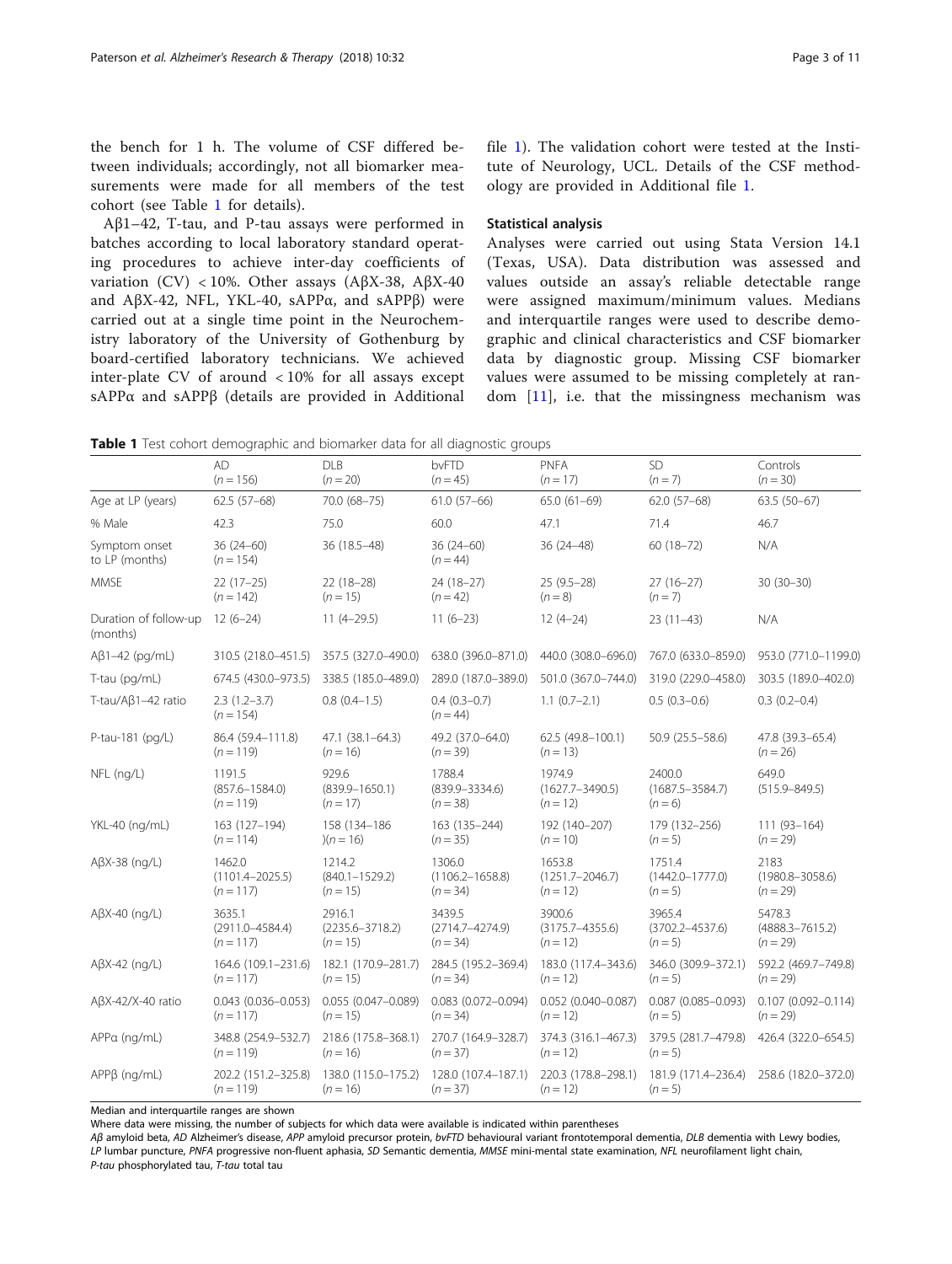the bench for 1 h. The volume of CSF differed between individuals; accordingly, not all biomarker measurements were made for all members of the test cohort (see Table 1 for details).

Aβ1–42, T-tau, and P-tau assays were performed in batches according to local laboratory standard operating procedures to achieve inter-day coefficients of variation (CV) < 10%. Other assays (AβX-38, AβX-40 and AβX-42, NFL, YKL-40, sAPPα, and sAPPβ) were carried out at a single time point in the Neurochemistry laboratory of the University of Gothenburg by board-certified laboratory technicians. We achieved inter-plate CV of around < 10% for all assays except sAPPα and sAPPβ (details are provided in Additional file 1). The validation cohort were tested at the Institute of Neurology, UCL. Details of the CSF methodology are provided in Additional file 1.

### Statistical analysis

Analyses were carried out using Stata Version 14.1 (Texas, USA). Data distribution was assessed and values outside an assay's reliable detectable range were assigned maximum/minimum values. Medians and interquartile ranges were used to describe demographic and clinical characteristics and CSF biomarker data by diagnostic group. Missing CSF biomarker values were assumed to be missing completely at random [11], i.e. that the missingness mechanism was

**Table 1** Test cohort demographic and biomarker data for all diagnostic groups

| | AD (*n* = 156) | DLB (*n* = 20) | bvFTD (*n* = 45) | PNFA (*n* = 17) | SD (*n* = 7) | Controls (*n* = 30) |
|---|---|---|---|---|---|---|
| Age at LP (years) | 62.5 (57–68) | 70.0 (68–75) | 61.0 (57–66) | 65.0 (61–69) | 62.0 (57–68) | 63.5 (50–67) |
| % Male | 42.3 | 75.0 | 60.0 | 47.1 | 71.4 | 46.7 |
| Symptom onset to LP (months) | 36 (24–60) (*n* = 154) | 36 (18.5–48) | 36 (24–60) (*n* = 44) | 36 (24–48) | 60 (18–72) | N/A |
| MMSE | 22 (17–25) (*n* = 142) | 22 (18–28) (*n* = 15) | 24 (18–27) (*n* = 42) | 25 (9.5–28) (*n* = 8) | 27 (16–27) (*n* = 7) | 30 (30–30) |
| Duration of follow-up (months) | 12 (6–24) | 11 (4–29.5) | 11 (6–23) | 12 (4–24) | 23 (11–43) | N/A |
| Aβ1–42 (pg/mL) | 310.5 (218.0–451.5) | 357.5 (327.0–490.0) | 638.0 (396.0–871.0) | 440.0 (308.0–696.0) | 767.0 (633.0–859.0) | 953.0 (771.0–1199.0) |
| T-tau (pg/mL) | 674.5 (430.0–973.5) | 338.5 (185.0–489.0) | 289.0 (187.0–389.0) | 501.0 (367.0–744.0) | 319.0 (229.0–458.0) | 303.5 (189.0–402.0) |
| T-tau/Aβ1–42 ratio | 2.3 (1.2–3.7) (*n* = 154) | 0.8 (0.4–1.5) | 0.4 (0.3–0.7) (*n* = 44) | 1.1 (0.7–2.1) | 0.5 (0.3–0.6) | 0.3 (0.2–0.4) |
| P-tau-181 (pg/L) | 86.4 (59.4–111.8) (*n* = 119) | 47.1 (38.1–64.3) (*n* = 16) | 49.2 (37.0–64.0) (*n* = 39) | 62.5 (49.8–100.1) (*n* = 13) | 50.9 (25.5–58.6) | 47.8 (39.3–65.4) (*n* = 26) |
| NFL (ng/L) | 1191.5 (857.6–1584.0) (*n* = 119) | 929.6 (839.9–1650.1) (*n* = 17) | 1788.4 (839.9–3334.6) (*n* = 38) | 1974.9 (1627.7–3490.5) (*n* = 12) | 2400.0 (1687.5–3584.7) (*n* = 6) | 649.0 (515.9–849.5) |
| YKL-40 (ng/mL) | 163 (127–194) (*n* = 114) | 158 (134–186 )(*n* = 16) | 163 (135–244) (*n* = 35) | 192 (140–207) (*n* = 10) | 179 (132–256) (*n* = 5) | 111 (93–164) (*n* = 29) |
| AβX-38 (ng/L) | 1462.0 (1101.4–2025.5) (*n* = 117) | 1214.2 (840.1–1529.2) (*n* = 15) | 1306.0 (1106.2–1658.8) (*n* = 34) | 1653.8 (1251.7–2046.7) (*n* = 12) | 1751.4 (1442.0–1777.0) (*n* = 5) | 2183 (1980.8–3058.6) (*n* = 29) |
| AβX-40 (ng/L) | 3635.1 (2911.0–4584.4) (*n* = 117) | 2916.1 (2235.6–3718.2) (*n* = 15) | 3439.5 (2714.7–4274.9) (*n* = 34) | 3900.6 (3175.7–4355.6) (*n* = 12) | 3965.4 (3702.2–4537.6) (*n* = 5) | 5478.3 (4888.3–7615.2) (*n* = 29) |
| AβX-42 (ng/L) | 164.6 (109.1–231.6) (*n* = 117) | 182.1 (170.9–281.7) (*n* = 15) | 284.5 (195.2–369.4) (*n* = 34) | 183.0 (117.4–343.6) (*n* = 12) | 346.0 (309.9–372.1) (*n* = 5) | 592.2 (469.7–749.8) (*n* = 29) |
| AβX-42/X-40 ratio | 0.043 (0.036–0.053) (*n* = 117) | 0.055 (0.047–0.089) (*n* = 15) | 0.083 (0.072–0.094) (*n* = 34) | 0.052 (0.040–0.087) (*n* = 12) | 0.087 (0.085–0.093) (*n* = 5) | 0.107 (0.092–0.114) (*n* = 29) |
| APPα (ng/mL) | 348.8 (254.9–532.7) (*n* = 119) | 218.6 (175.8–368.1) (*n* = 16) | 270.7 (164.9–328.7) (*n* = 37) | 374.3 (316.1–467.3) (*n* = 12) | 379.5 (281.7–479.8) (*n* = 5) | 426.4 (322.0–654.5) |
| APPβ (ng/mL) | 202.2 (151.2–325.8) (*n* = 119) | 138.0 (115.0–175.2) (*n* = 16) | 128.0 (107.4–187.1) (*n* = 37) | 220.3 (178.8–298.1) (*n* = 12) | 181.9 (171.4–236.4) (*n* = 5) | 258.6 (182.0–372.0) |

Median and interquartile ranges are shown

Where data were missing, the number of subjects for which data were available is indicated within parentheses

*Aβ* amyloid beta, *AD* Alzheimer's disease, *APP* amyloid precursor protein, *bvFTD* behavioural variant frontotemporal dementia, *DLB* dementia with Lewy bodies, *LP* lumbar puncture, *PNFA* progressive non-fluent aphasia, *SD* Semantic dementia, *MMSE* mini-mental state examination, *NFL* neurofilament light chain, *P-tau* phosphorylated tau, *T-tau* total tau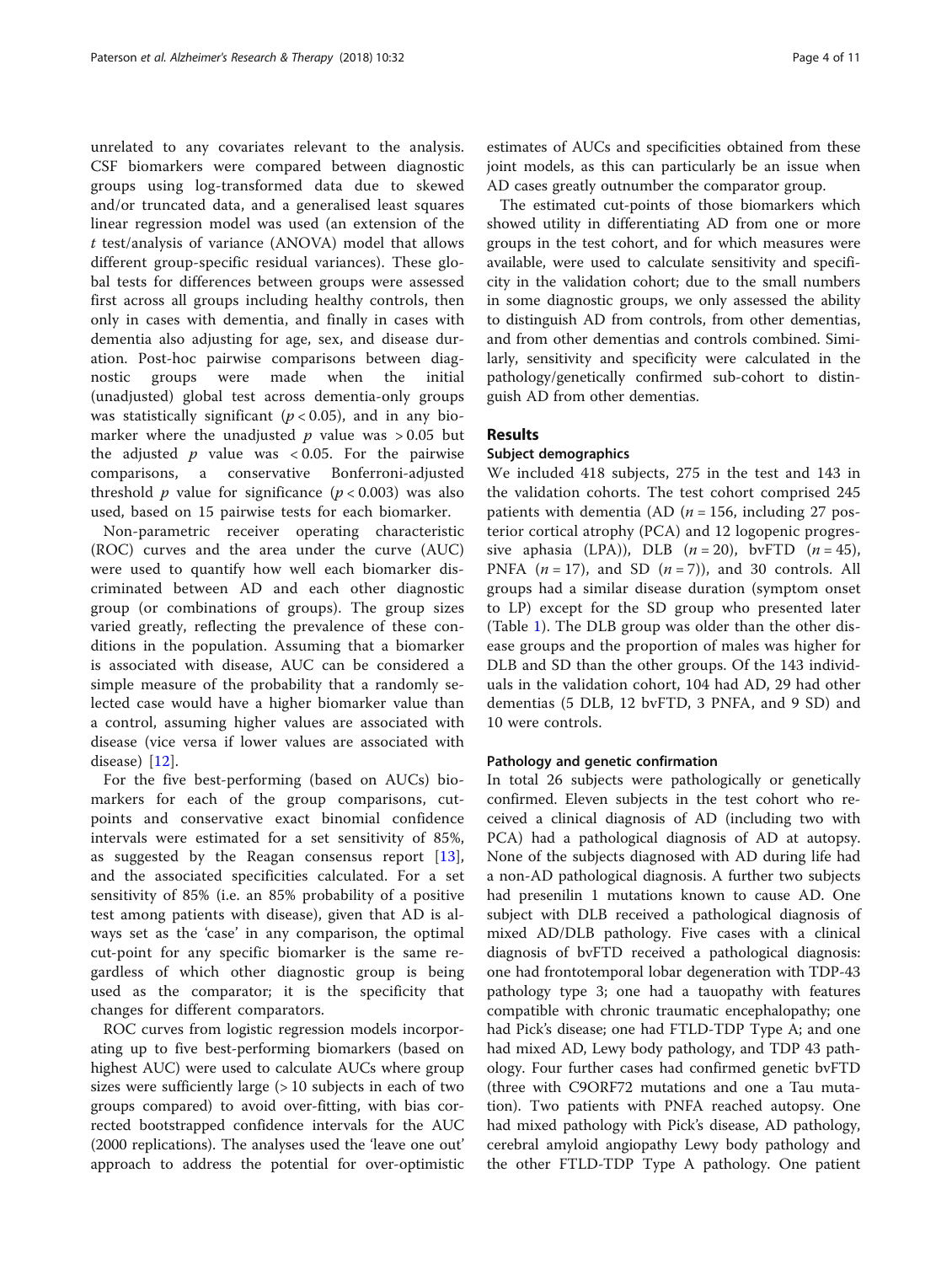unrelated to any covariates relevant to the analysis. CSF biomarkers were compared between diagnostic groups using log-transformed data due to skewed and/or truncated data, and a generalised least squares linear regression model was used (an extension of the $t$ test/analysis of variance (ANOVA) model that allows different group-specific residual variances). These global tests for differences between groups were assessed first across all groups including healthy controls, then only in cases with dementia, and finally in cases with dementia also adjusting for age, sex, and disease duration. Post-hoc pairwise comparisons between diagnostic groups were made when the initial (unadjusted) global test across dementia-only groups was statistically significant ($p < 0.05$), and in any biomarker where the unadjusted $p$ value was $> 0.05$ but the adjusted $p$ value was $< 0.05$. For the pairwise comparisons, a conservative Bonferroni-adjusted threshold $p$ value for significance ($p < 0.003$) was also used, based on 15 pairwise tests for each biomarker.

Non-parametric receiver operating characteristic (ROC) curves and the area under the curve (AUC) were used to quantify how well each biomarker discriminated between AD and each other diagnostic group (or combinations of groups). The group sizes varied greatly, reflecting the prevalence of these conditions in the population. Assuming that a biomarker is associated with disease, AUC can be considered a simple measure of the probability that a randomly selected case would have a higher biomarker value than a control, assuming higher values are associated with disease (vice versa if lower values are associated with disease) [12].

For the five best-performing (based on AUCs) biomarkers for each of the group comparisons, cut-points and conservative exact binomial confidence intervals were estimated for a set sensitivity of 85%, as suggested by the Reagan consensus report [13], and the associated specificities calculated. For a set sensitivity of 85% (i.e. an 85% probability of a positive test among patients with disease), given that AD is always set as the 'case' in any comparison, the optimal cut-point for any specific biomarker is the same regardless of which other diagnostic group is being used as the comparator; it is the specificity that changes for different comparators.

ROC curves from logistic regression models incorporating up to five best-performing biomarkers (based on highest AUC) were used to calculate AUCs where group sizes were sufficiently large (> 10 subjects in each of two groups compared) to avoid over-fitting, with bias corrected bootstrapped confidence intervals for the AUC (2000 replications). The analyses used the 'leave one out' approach to address the potential for over-optimistic estimates of AUCs and specificities obtained from these joint models, as this can particularly be an issue when AD cases greatly outnumber the comparator group.

The estimated cut-points of those biomarkers which showed utility in differentiating AD from one or more groups in the test cohort, and for which measures were available, were used to calculate sensitivity and specificity in the validation cohort; due to the small numbers in some diagnostic groups, we only assessed the ability to distinguish AD from controls, from other dementias, and from other dementias and controls combined. Similarly, sensitivity and specificity were calculated in the pathology/genetically confirmed sub-cohort to distinguish AD from other dementias.

## Results

### Subject demographics

We included 418 subjects, 275 in the test and 143 in the validation cohorts. The test cohort comprised 245 patients with dementia (AD ($n = 156$, including 27 posterior cortical atrophy (PCA) and 12 logopenic progressive aphasia (LPA)), DLB ($n = 20$), bvFTD ($n = 45$), PNFA ($n = 17$), and SD ($n = 7$)), and 30 controls. All groups had a similar disease duration (symptom onset to LP) except for the SD group who presented later (Table 1). The DLB group was older than the other disease groups and the proportion of males was higher for DLB and SD than the other groups. Of the 143 individuals in the validation cohort, 104 had AD, 29 had other dementias (5 DLB, 12 bvFTD, 3 PNFA, and 9 SD) and 10 were controls.

### Pathology and genetic confirmation

In total 26 subjects were pathologically or genetically confirmed. Eleven subjects in the test cohort who received a clinical diagnosis of AD (including two with PCA) had a pathological diagnosis of AD at autopsy. None of the subjects diagnosed with AD during life had a non-AD pathological diagnosis. A further two subjects had presenilin 1 mutations known to cause AD. One subject with DLB received a pathological diagnosis of mixed AD/DLB pathology. Five cases with a clinical diagnosis of bvFTD received a pathological diagnosis: one had frontotemporal lobar degeneration with TDP-43 pathology type 3; one had a tauopathy with features compatible with chronic traumatic encephalopathy; one had Pick's disease; one had FTLD-TDP Type A; and one had mixed AD, Lewy body pathology, and TDP 43 pathology. Four further cases had confirmed genetic bvFTD (three with C9ORF72 mutations and one a Tau mutation). Two patients with PNFA reached autopsy. One had mixed pathology with Pick's disease, AD pathology, cerebral amyloid angiopathy Lewy body pathology and the other FTLD-TDP Type A pathology. One patient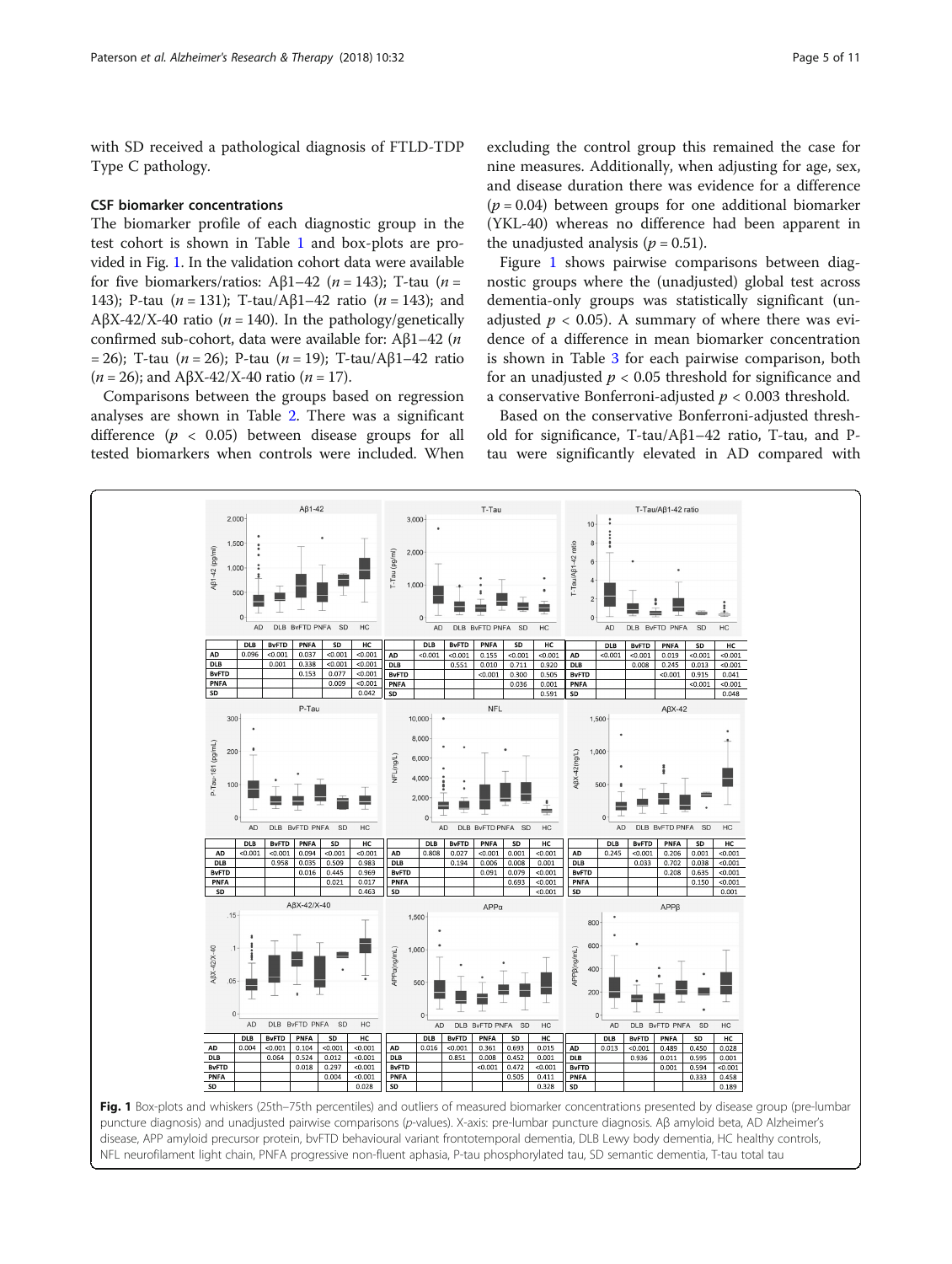with SD received a pathological diagnosis of FTLD-TDP Type C pathology.

### CSF biomarker concentrations

The biomarker profile of each diagnostic group in the test cohort is shown in Table 1 and box-plots are provided in Fig. 1. In the validation cohort data were available for five biomarkers/ratios: Aβ1–42 ($n = 143$); T-tau ($n = 143$); P-tau ($n = 131$); T-tau/Aβ1–42 ratio ($n = 143$); and AβX-42/X-40 ratio ($n = 140$). In the pathology/genetically confirmed sub-cohort, data were available for: Aβ1–42 ($n = 26$); T-tau ($n = 26$); P-tau ($n = 19$); T-tau/Aβ1–42 ratio ($n = 26$); and AβX-42/X-40 ratio ($n = 17$).

Comparisons between the groups based on regression analyses are shown in Table 2. There was a significant difference ($p < 0.05$) between disease groups for all tested biomarkers when controls were included. When excluding the control group this remained the case for nine measures. Additionally, when adjusting for age, sex, and disease duration there was evidence for a difference ($p = 0.04$) between groups for one additional biomarker (YKL-40) whereas no difference had been apparent in the unadjusted analysis ($p = 0.51$).

Figure 1 shows pairwise comparisons between diagnostic groups where the (unadjusted) global test across dementia-only groups was statistically significant (unadjusted $p < 0.05$). A summary of where there was evidence of a difference in mean biomarker concentration is shown in Table 3 for each pairwise comparison, both for an unadjusted $p < 0.05$ threshold for significance and a conservative Bonferroni-adjusted $p < 0.003$ threshold.

Based on the conservative Bonferroni-adjusted threshold for significance, T-tau/Aβ1–42 ratio, T-tau, and P-tau were significantly elevated in AD compared with

**Aβ1-42**

| | DLB | BvFTD | PNFA | SD | HC |
|---|---|---|---|---|---|
| AD | 0.096 | <0.001 | 0.037 | <0.001 | <0.001 |
| DLB | | 0.001 | 0.338 | <0.001 | <0.001 |
| BvFTD | | | 0.153 | 0.077 | <0.001 |
| PNFA | | | | 0.009 | <0.001 |
| SD | | | | | 0.042 |

**T-Tau**

| | DLB | BvFTD | PNFA | SD | HC |
|---|---|---|---|---|---|
| AD | <0.001 | <0.001 | 0.155 | <0.001 | <0.001 |
| DLB | | 0.551 | 0.010 | 0.711 | 0.920 |
| BvFTD | | | <0.001 | 0.300 | 0.505 |
| PNFA | | | | 0.036 | 0.001 |
| SD | | | | | 0.591 |

**T-Tau/Aβ1-42 ratio**

| | DLB | BvFTD | PNFA | SD | HC |
|---|---|---|---|---|---|
| AD | <0.001 | <0.001 | 0.019 | <0.001 | <0.001 |
| DLB | | 0.008 | 0.245 | 0.013 | <0.001 |
| BvFTD | | | <0.001 | 0.915 | 0.041 |
| PNFA | | | | <0.001 | <0.001 |
| SD | | | | | 0.048 |

**P-Tau**

| | DLB | BvFTD | PNFA | SD | HC |
|---|---|---|---|---|---|
| AD | <0.001 | <0.001 | 0.094 | <0.001 | <0.001 |
| DLB | | 0.958 | 0.035 | 0.509 | 0.983 |
| BvFTD | | | 0.016 | 0.445 | 0.969 |
| PNFA | | | | 0.021 | 0.017 |
| SD | | | | | 0.463 |

**NFL**

| | DLB | BvFTD | PNFA | SD | HC |
|---|---|---|---|---|---|
| AD | 0.808 | 0.027 | <0.001 | 0.001 | <0.001 |
| DLB | | 0.194 | 0.006 | 0.008 | 0.001 |
| BvFTD | | | 0.091 | 0.079 | <0.001 |
| PNFA | | | | 0.693 | <0.001 |
| SD | | | | | <0.001 |

**AβX-42**

| | DLB | BvFTD | PNFA | SD | HC |
|---|---|---|---|---|---|
| AD | 0.245 | <0.001 | 0.206 | 0.001 | <0.001 |
| DLB | | 0.033 | 0.702 | 0.038 | <0.001 |
| BvFTD | | | 0.208 | 0.635 | <0.001 |
| PNFA | | | | 0.150 | <0.001 |
| SD | | | | | 0.001 |

**AβX-42/X-40**

| | DLB | BvFTD | PNFA | SD | HC |
|---|---|---|---|---|---|
| AD | 0.004 | <0.001 | 0.104 | <0.001 | <0.001 |
| DLB | | 0.064 | 0.524 | 0.012 | <0.001 |
| BvFTD | | | 0.018 | 0.297 | <0.001 |
| PNFA | | | | 0.004 | <0.001 |
| SD | | | | | 0.028 |

**APPα**

| | DLB | BvFTD | PNFA | SD | HC |
|---|---|---|---|---|---|
| AD | 0.016 | <0.001 | 0.361 | 0.693 | 0.015 |
| DLB | | 0.851 | 0.008 | 0.452 | 0.001 |
| BvFTD | | | <0.001 | 0.472 | <0.001 |
| PNFA | | | | 0.505 | 0.411 |
| SD | | | | | 0.328 |

**APPβ**

| | DLB | BvFTD | PNFA | SD | HC |
|---|---|---|---|---|---|
| AD | 0.013 | <0.001 | 0.489 | 0.450 | 0.028 |
| DLB | | 0.936 | 0.011 | 0.595 | 0.001 |
| BvFTD | | | 0.001 | 0.594 | <0.001 |
| PNFA | | | | 0.333 | 0.458 |
| SD | | | | | 0.189 |

**Fig. 1** Box-plots and whiskers (25th–75th percentiles) and outliers of measured biomarker concentrations presented by disease group (pre-lumbar puncture diagnosis) and unadjusted pairwise comparisons (p-values). X-axis: pre-lumbar puncture diagnosis. Aβ amyloid beta, AD Alzheimer's disease, APP amyloid precursor protein, bvFTD behavioural variant frontotemporal dementia, DLB Lewy body dementia, HC healthy controls, NFL neurofilament light chain, PNFA progressive non-fluent aphasia, P-tau phosphorylated tau, SD semantic dementia, T-tau total tau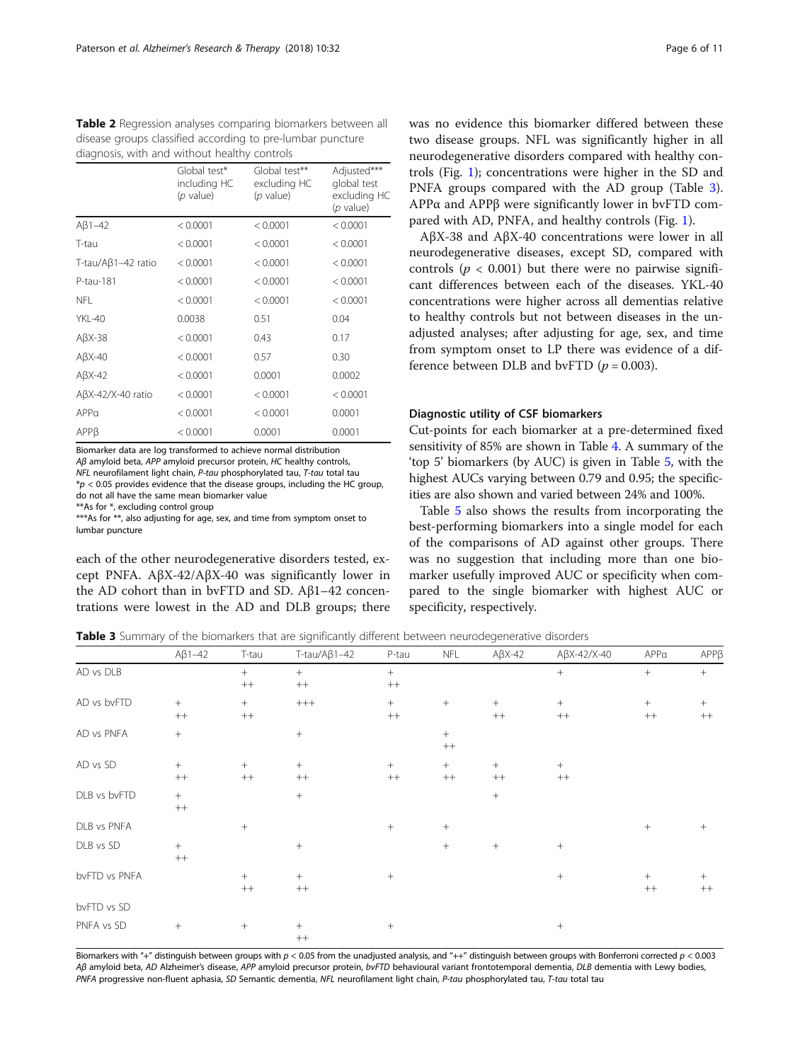**Table 2** Regression analyses comparing biomarkers between all disease groups classified according to pre-lumbar puncture diagnosis, with and without healthy controls

| | Global test* including HC (*p* value) | Global test** excluding HC (*p* value) | Adjusted*** global test excluding HC (*p* value) |
|---|---|---|---|
| Aβ1–42 | < 0.0001 | < 0.0001 | < 0.0001 |
| T-tau | < 0.0001 | < 0.0001 | < 0.0001 |
| T-tau/Aβ1–42 ratio | < 0.0001 | < 0.0001 | < 0.0001 |
| P-tau-181 | < 0.0001 | < 0.0001 | < 0.0001 |
| NFL | < 0.0001 | < 0.0001 | < 0.0001 |
| YKL-40 | 0.0038 | 0.51 | 0.04 |
| AβX-38 | < 0.0001 | 0.43 | 0.17 |
| AβX-40 | < 0.0001 | 0.57 | 0.30 |
| AβX-42 | < 0.0001 | 0.0001 | 0.0002 |
| AβX-42/X-40 ratio | < 0.0001 | < 0.0001 | < 0.0001 |
| APPα | < 0.0001 | < 0.0001 | 0.0001 |
| APPβ | < 0.0001 | 0.0001 | 0.0001 |

Biomarker data are log transformed to achieve normal distribution
*Aβ* amyloid beta, *APP* amyloid precursor protein, *HC* healthy controls, *NFL* neurofilament light chain, *P-tau* phosphorylated tau, *T-tau* total tau
*$p < 0.05$ provides evidence that the disease groups, including the HC group, do not all have the same mean biomarker value
**As for *, excluding control group
***As for **, also adjusting for age, sex, and time from symptom onset to lumbar puncture

each of the other neurodegenerative disorders tested, except PNFA. AβX-42/AβX-40 was significantly lower in the AD cohort than in bvFTD and SD. Aβ1–42 concentrations were lowest in the AD and DLB groups; there was no evidence this biomarker differed between these two disease groups. NFL was significantly higher in all neurodegenerative disorders compared with healthy controls (Fig. 1); concentrations were higher in the SD and PNFA groups compared with the AD group (Table 3). APPα and APPβ were significantly lower in bvFTD compared with AD, PNFA, and healthy controls (Fig. 1).

AβX-38 and AβX-40 concentrations were lower in all neurodegenerative diseases, except SD, compared with controls ($p < 0.001$) but there were no pairwise significant differences between each of the diseases. YKL-40 concentrations were higher across all dementias relative to healthy controls but not between diseases in the unadjusted analyses; after adjusting for age, sex, and time from symptom onset to LP there was evidence of a difference between DLB and bvFTD ($p = 0.003$).

### Diagnostic utility of CSF biomarkers

Cut-points for each biomarker at a pre-determined fixed sensitivity of 85% are shown in Table 4. A summary of the 'top 5' biomarkers (by AUC) is given in Table 5, with the highest AUCs varying between 0.79 and 0.95; the specificities are also shown and varied between 24% and 100%.

Table 5 also shows the results from incorporating the best-performing biomarkers into a single model for each of the comparisons of AD against other groups. There was no suggestion that including more than one biomarker usefully improved AUC or specificity when compared to the single biomarker with highest AUC or specificity, respectively.

**Table 3** Summary of the biomarkers that are significantly different between neurodegenerative disorders

| | Aβ1–42 | T-tau | T-tau/Aβ1–42 | P-tau | NFL | AβX-42 | AβX-42/X-40 | APPα | APPβ |
|---|---|---|---|---|---|---|---|---|---|
| AD vs DLB | | + ++ | + ++ | + ++ | | | + | + | + |
| AD vs bvFTD | + ++ | + ++ | +++ | + ++ | + | + ++ | + ++ | + ++ | + ++ |
| AD vs PNFA | + | | + | | + ++ | | | | |
| AD vs SD | + ++ | + ++ | + ++ | + ++ | + ++ | + ++ | + ++ | | |
| DLB vs bvFTD | + ++ | | + | | | + | | | |
| DLB vs PNFA | | + | | + | + | | | + | + |
| DLB vs SD | + ++ | | + | | + | + | + | | |
| bvFTD vs PNFA | | + ++ | + ++ | + | | | + | + ++ | + ++ |
| bvFTD vs SD | | | | | | | | | |
| PNFA vs SD | + | + | + ++ | + | | | + | | |

Biomarkers with "+" distinguish between groups with $p < 0.05$ from the unadjusted analysis, and "++" distinguish between groups with Bonferroni corrected $p < 0.003$
*Aβ* amyloid beta, *AD* Alzheimer's disease, *APP* amyloid precursor protein, *bvFTD* behavioural variant frontotemporal dementia, *DLB* dementia with Lewy bodies, *PNFA* progressive non-fluent aphasia, *SD* Semantic dementia, *NFL* neurofilament light chain, *P-tau* phosphorylated tau, *T-tau* total tau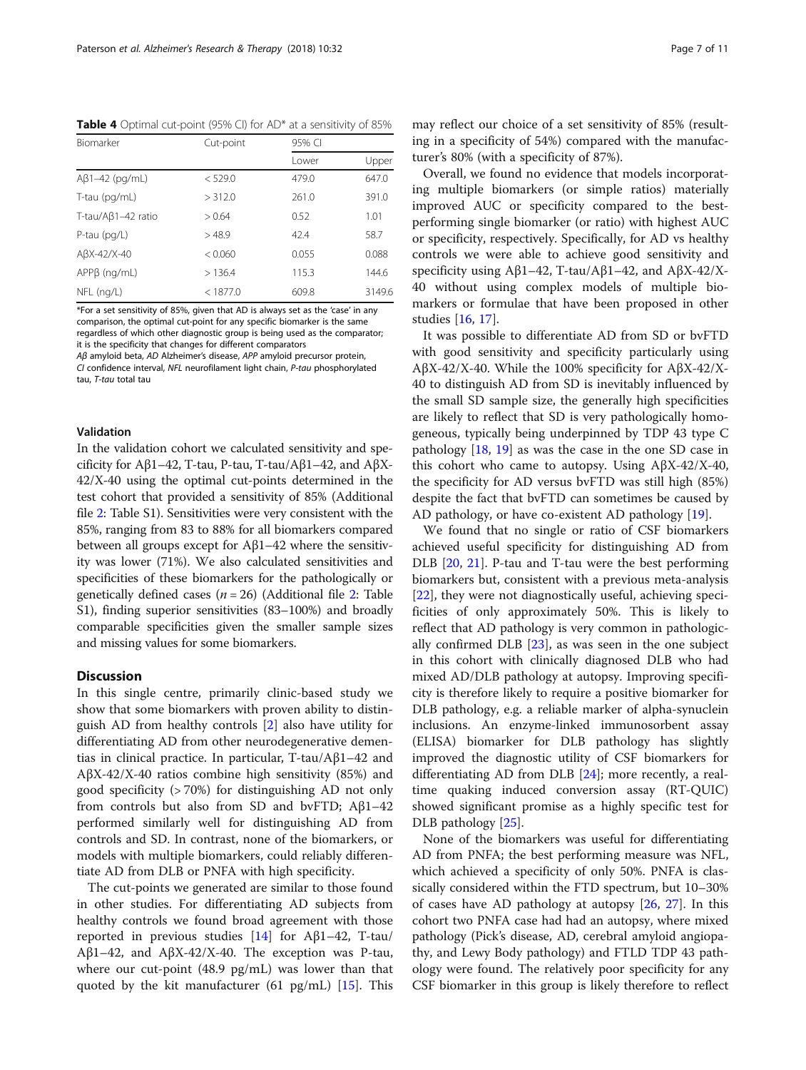**Table 4** Optimal cut-point (95% CI) for AD* at a sensitivity of 85%

| Biomarker | Cut-point | 95% CI | |
|---|---|---|---|
| | | Lower | Upper |
| Aβ1–42 (pg/mL) | < 529.0 | 479.0 | 647.0 |
| T-tau (pg/mL) | > 312.0 | 261.0 | 391.0 |
| T-tau/Aβ1–42 ratio | > 0.64 | 0.52 | 1.01 |
| P-tau (pg/L) | > 48.9 | 42.4 | 58.7 |
| AβX-42/X-40 | < 0.060 | 0.055 | 0.088 |
| APPβ (ng/mL) | > 136.4 | 115.3 | 144.6 |
| NFL (ng/L) | < 1877.0 | 609.8 | 3149.6 |

*For a set sensitivity of 85%, given that AD is always set as the 'case' in any comparison, the optimal cut-point for any specific biomarker is the same regardless of which other diagnostic group is being used as the comparator; it is the specificity that changes for different comparators

*Aβ* amyloid beta, *AD* Alzheimer's disease, *APP* amyloid precursor protein, *CI* confidence interval, *NFL* neurofilament light chain, *P-tau* phosphorylated tau, *T-tau* total tau

### Validation

In the validation cohort we calculated sensitivity and specificity for Aβ1–42, T-tau, P-tau, T-tau/Aβ1–42, and AβX-42/X-40 using the optimal cut-points determined in the test cohort that provided a sensitivity of 85% (Additional file 2: Table S1). Sensitivities were very consistent with the 85%, ranging from 83 to 88% for all biomarkers compared between all groups except for Aβ1–42 where the sensitivity was lower (71%). We also calculated sensitivities and specificities of these biomarkers for the pathologically or genetically defined cases ($n = 26$) (Additional file 2: Table S1), finding superior sensitivities (83–100%) and broadly comparable specificities given the smaller sample sizes and missing values for some biomarkers.

## Discussion

In this single centre, primarily clinic-based study we show that some biomarkers with proven ability to distinguish AD from healthy controls [2] also have utility for differentiating AD from other neurodegenerative dementias in clinical practice. In particular, T-tau/Aβ1–42 and AβX-42/X-40 ratios combine high sensitivity (85%) and good specificity (> 70%) for distinguishing AD not only from controls but also from SD and bvFTD; Aβ1–42 performed similarly well for distinguishing AD from controls and SD. In contrast, none of the biomarkers, or models with multiple biomarkers, could reliably differentiate AD from DLB or PNFA with high specificity.

The cut-points we generated are similar to those found in other studies. For differentiating AD subjects from healthy controls we found broad agreement with those reported in previous studies [14] for Aβ1–42, T-tau/Aβ1–42, and AβX-42/X-40. The exception was P-tau, where our cut-point (48.9 pg/mL) was lower than that quoted by the kit manufacturer (61 pg/mL) [15]. This may reflect our choice of a set sensitivity of 85% (resulting in a specificity of 54%) compared with the manufacturer's 80% (with a specificity of 87%).

Overall, we found no evidence that models incorporating multiple biomarkers (or simple ratios) materially improved AUC or specificity compared to the best-performing single biomarker (or ratio) with highest AUC or specificity, respectively. Specifically, for AD vs healthy controls we were able to achieve good sensitivity and specificity using Aβ1–42, T-tau/Aβ1–42, and AβX-42/X-40 without using complex models of multiple biomarkers or formulae that have been proposed in other studies [16, 17].

It was possible to differentiate AD from SD or bvFTD with good sensitivity and specificity particularly using AβX-42/X-40. While the 100% specificity for AβX-42/X-40 to distinguish AD from SD is inevitably influenced by the small SD sample size, the generally high specificities are likely to reflect that SD is very pathologically homogeneous, typically being underpinned by TDP 43 type C pathology [18, 19] as was the case in the one SD case in this cohort who came to autopsy. Using AβX-42/X-40, the specificity for AD versus bvFTD was still high (85%) despite the fact that bvFTD can sometimes be caused by AD pathology, or have co-existent AD pathology [19].

We found that no single or ratio of CSF biomarkers achieved useful specificity for distinguishing AD from DLB [20, 21]. P-tau and T-tau were the best performing biomarkers but, consistent with a previous meta-analysis [22], they were not diagnostically useful, achieving specificities of only approximately 50%. This is likely to reflect that AD pathology is very common in pathologically confirmed DLB [23], as was seen in the one subject in this cohort with clinically diagnosed DLB who had mixed AD/DLB pathology at autopsy. Improving specificity is therefore likely to require a positive biomarker for DLB pathology, e.g. a reliable marker of alpha-synuclein inclusions. An enzyme-linked immunosorbent assay (ELISA) biomarker for DLB pathology has slightly improved the diagnostic utility of CSF biomarkers for differentiating AD from DLB [24]; more recently, a real-time quaking induced conversion assay (RT-QUIC) showed significant promise as a highly specific test for DLB pathology [25].

None of the biomarkers was useful for differentiating AD from PNFA; the best performing measure was NFL, which achieved a specificity of only 50%. PNFA is classically considered within the FTD spectrum, but 10–30% of cases have AD pathology at autopsy [26, 27]. In this cohort two PNFA case had had an autopsy, where mixed pathology (Pick's disease, AD, cerebral amyloid angiopathy, and Lewy Body pathology) and FTLD TDP 43 pathology were found. The relatively poor specificity for any CSF biomarker in this group is likely therefore to reflect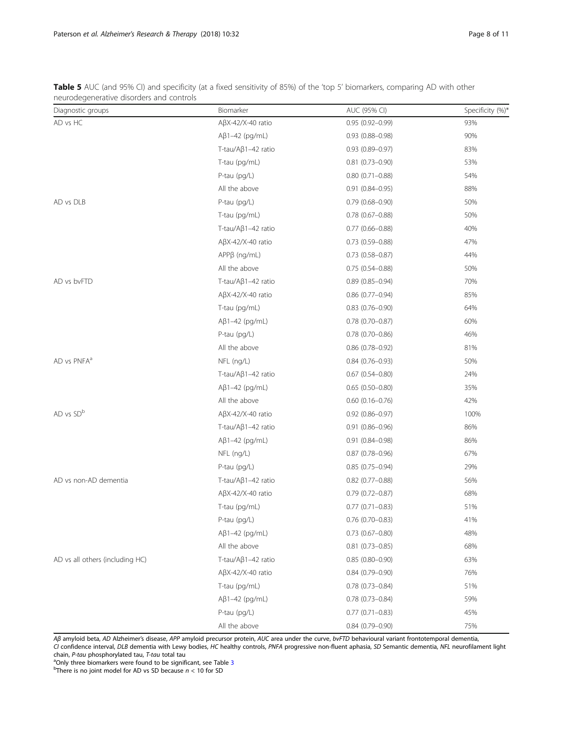**Table 5** AUC (and 95% CI) and specificity (at a fixed sensitivity of 85%) of the 'top 5' biomarkers, comparing AD with other neurodegenerative disorders and controls

| Diagnostic groups | Biomarker | AUC (95% CI) | Specificity (%)* |
|---|---|---|---|
| AD vs HC | AβX-42/X-40 ratio | 0.95 (0.92–0.99) | 93% |
| | Aβ1–42 (pg/mL) | 0.93 (0.88–0.98) | 90% |
| | T-tau/Aβ1–42 ratio | 0.93 (0.89–0.97) | 83% |
| | T-tau (pg/mL) | 0.81 (0.73–0.90) | 53% |
| | P-tau (pg/L) | 0.80 (0.71–0.88) | 54% |
| | All the above | 0.91 (0.84–0.95) | 88% |
| AD vs DLB | P-tau (pg/L) | 0.79 (0.68–0.90) | 50% |
| | T-tau (pg/mL) | 0.78 (0.67–0.88) | 50% |
| | T-tau/Aβ1–42 ratio | 0.77 (0.66–0.88) | 40% |
| | AβX-42/X-40 ratio | 0.73 (0.59–0.88) | 47% |
| | APPβ (ng/mL) | 0.73 (0.58–0.87) | 44% |
| | All the above | 0.75 (0.54–0.88) | 50% |
| AD vs bvFTD | T-tau/Aβ1–42 ratio | 0.89 (0.85–0.94) | 70% |
| | AβX-42/X-40 ratio | 0.86 (0.77–0.94) | 85% |
| | T-tau (pg/mL) | 0.83 (0.76–0.90) | 64% |
| | Aβ1–42 (pg/mL) | 0.78 (0.70–0.87) | 60% |
| | P-tau (pg/L) | 0.78 (0.70–0.86) | 46% |
| | All the above | 0.86 (0.78–0.92) | 81% |
| AD vs PNFA[a] | NFL (ng/L) | 0.84 (0.76–0.93) | 50% |
| | T-tau/Aβ1–42 ratio | 0.67 (0.54–0.80) | 24% |
| | Aβ1–42 (pg/mL) | 0.65 (0.50–0.80) | 35% |
| | All the above | 0.60 (0.16–0.76) | 42% |
| AD vs SD[b] | AβX-42/X-40 ratio | 0.92 (0.86–0.97) | 100% |
| | T-tau/Aβ1–42 ratio | 0.91 (0.86–0.96) | 86% |
| | Aβ1–42 (pg/mL) | 0.91 (0.84–0.98) | 86% |
| | NFL (ng/L) | 0.87 (0.78–0.96) | 67% |
| | P-tau (pg/L) | 0.85 (0.75–0.94) | 29% |
| AD vs non-AD dementia | T-tau/Aβ1–42 ratio | 0.82 (0.77–0.88) | 56% |
| | AβX-42/X-40 ratio | 0.79 (0.72–0.87) | 68% |
| | T-tau (pg/mL) | 0.77 (0.71–0.83) | 51% |
| | P-tau (pg/L) | 0.76 (0.70–0.83) | 41% |
| | Aβ1–42 (pg/mL) | 0.73 (0.67–0.80) | 48% |
| | All the above | 0.81 (0.73–0.85) | 68% |
| AD vs all others (including HC) | T-tau/Aβ1–42 ratio | 0.85 (0.80–0.90) | 63% |
| | AβX-42/X-40 ratio | 0.84 (0.79–0.90) | 76% |
| | T-tau (pg/mL) | 0.78 (0.73–0.84) | 51% |
| | Aβ1–42 (pg/mL) | 0.78 (0.73–0.84) | 59% |
| | P-tau (pg/L) | 0.77 (0.71–0.83) | 45% |
| | All the above | 0.84 (0.79–0.90) | 75% |

*Aβ* amyloid beta, *AD* Alzheimer's disease, *APP* amyloid precursor protein, *AUC* area under the curve, *bvFTD* behavioural variant frontotemporal dementia, *CI* confidence interval, *DLB* dementia with Lewy bodies, *HC* healthy controls, *PNFA* progressive non-fluent aphasia, *SD* Semantic dementia, *NFL* neurofilament light chain, *P-tau* phosphorylated tau, *T-tau* total tau

[a]Only three biomarkers were found to be significant, see Table 3

[b]There is no joint model for AD vs SD because $n < 10$ for SD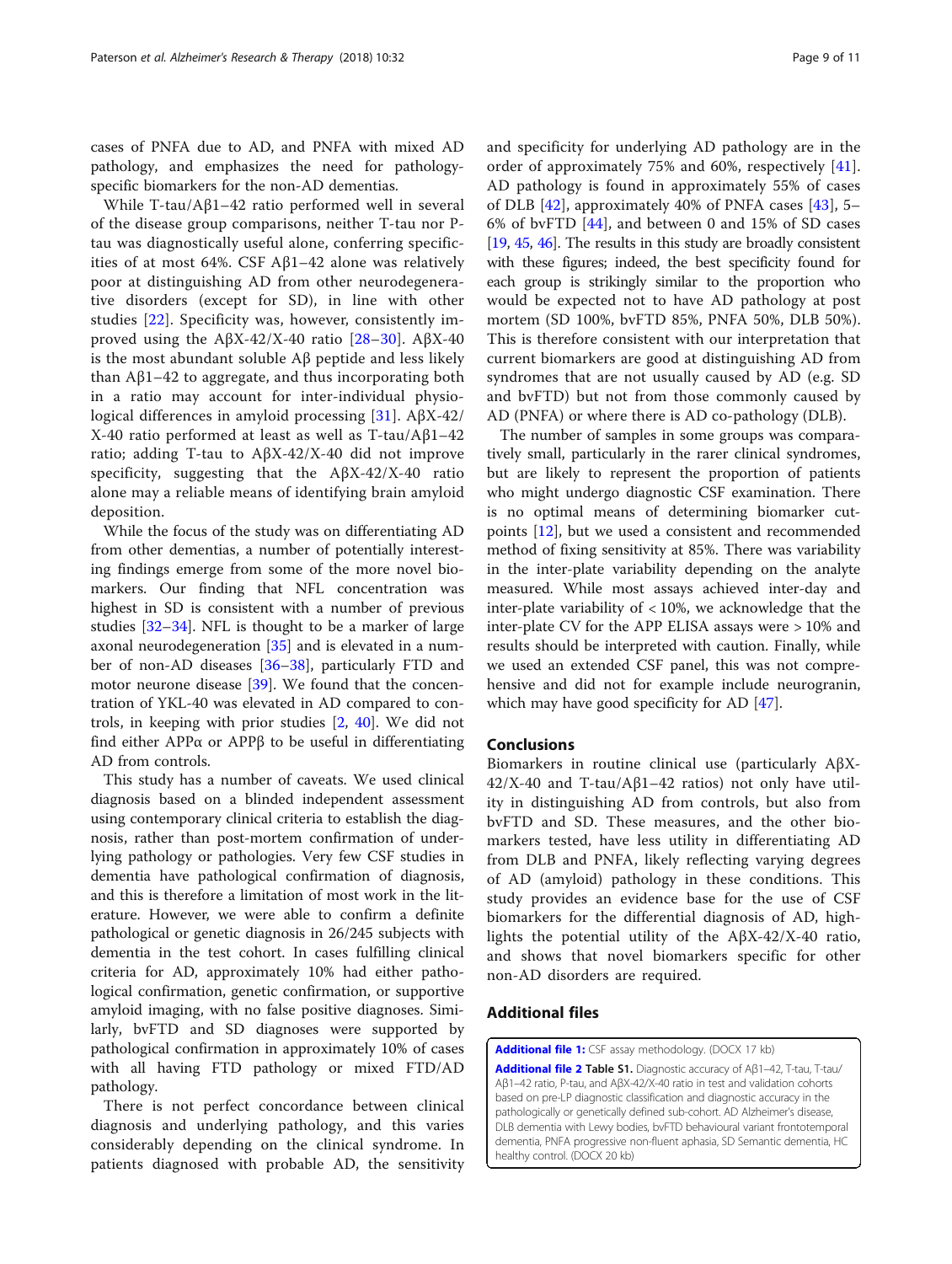cases of PNFA due to AD, and PNFA with mixed AD pathology, and emphasizes the need for pathology-specific biomarkers for the non-AD dementias.

While T-tau/Aβ1–42 ratio performed well in several of the disease group comparisons, neither T-tau nor P-tau was diagnostically useful alone, conferring specificities of at most 64%. CSF Aβ1–42 alone was relatively poor at distinguishing AD from other neurodegenerative disorders (except for SD), in line with other studies [22]. Specificity was, however, consistently improved using the AβX-42/X-40 ratio [28–30]. AβX-40 is the most abundant soluble Aβ peptide and less likely than Aβ1–42 to aggregate, and thus incorporating both in a ratio may account for inter-individual physiological differences in amyloid processing [31]. AβX-42/X-40 ratio performed at least as well as T-tau/Aβ1–42 ratio; adding T-tau to AβX-42/X-40 did not improve specificity, suggesting that the AβX-42/X-40 ratio alone may a reliable means of identifying brain amyloid deposition.

While the focus of the study was on differentiating AD from other dementias, a number of potentially interesting findings emerge from some of the more novel biomarkers. Our finding that NFL concentration was highest in SD is consistent with a number of previous studies [32–34]. NFL is thought to be a marker of large axonal neurodegeneration [35] and is elevated in a number of non-AD diseases [36–38], particularly FTD and motor neurone disease [39]. We found that the concentration of YKL-40 was elevated in AD compared to controls, in keeping with prior studies [2, 40]. We did not find either APPα or APPβ to be useful in differentiating AD from controls.

This study has a number of caveats. We used clinical diagnosis based on a blinded independent assessment using contemporary clinical criteria to establish the diagnosis, rather than post-mortem confirmation of underlying pathology or pathologies. Very few CSF studies in dementia have pathological confirmation of diagnosis, and this is therefore a limitation of most work in the literature. However, we were able to confirm a definite pathological or genetic diagnosis in 26/245 subjects with dementia in the test cohort. In cases fulfilling clinical criteria for AD, approximately 10% had either pathological confirmation, genetic confirmation, or supportive amyloid imaging, with no false positive diagnoses. Similarly, bvFTD and SD diagnoses were supported by pathological confirmation in approximately 10% of cases with all having FTD pathology or mixed FTD/AD pathology.

There is not perfect concordance between clinical diagnosis and underlying pathology, and this varies considerably depending on the clinical syndrome. In patients diagnosed with probable AD, the sensitivity and specificity for underlying AD pathology are in the order of approximately 75% and 60%, respectively [41]. AD pathology is found in approximately 55% of cases of DLB [42], approximately 40% of PNFA cases [43], 5–6% of bvFTD [44], and between 0 and 15% of SD cases [19, 45, 46]. The results in this study are broadly consistent with these figures; indeed, the best specificity found for each group is strikingly similar to the proportion who would be expected not to have AD pathology at post mortem (SD 100%, bvFTD 85%, PNFA 50%, DLB 50%). This is therefore consistent with our interpretation that current biomarkers are good at distinguishing AD from syndromes that are not usually caused by AD (e.g. SD and bvFTD) but not from those commonly caused by AD (PNFA) or where there is AD co-pathology (DLB).

The number of samples in some groups was comparatively small, particularly in the rarer clinical syndromes, but are likely to represent the proportion of patients who might undergo diagnostic CSF examination. There is no optimal means of determining biomarker cut-points [12], but we used a consistent and recommended method of fixing sensitivity at 85%. There was variability in the inter-plate variability depending on the analyte measured. While most assays achieved inter-day and inter-plate variability of < 10%, we acknowledge that the inter-plate CV for the APP ELISA assays were > 10% and results should be interpreted with caution. Finally, while we used an extended CSF panel, this was not comprehensive and did not for example include neurogranin, which may have good specificity for AD [47].

## Conclusions

Biomarkers in routine clinical use (particularly AβX-42/X-40 and T-tau/Aβ1–42 ratios) not only have utility in distinguishing AD from controls, but also from bvFTD and SD. These measures, and the other biomarkers tested, have less utility in differentiating AD from DLB and PNFA, likely reflecting varying degrees of AD (amyloid) pathology in these conditions. This study provides an evidence base for the use of CSF biomarkers for the differential diagnosis of AD, highlights the potential utility of the AβX-42/X-40 ratio, and shows that novel biomarkers specific for other non-AD disorders are required.

## Additional files

**Additional file 1:** CSF assay methodology. (DOCX 17 kb)

**Additional file 2 Table S1.** Diagnostic accuracy of Aβ1–42, T-tau, T-tau/Aβ1–42 ratio, P-tau, and AβX-42/X-40 ratio in test and validation cohorts based on pre-LP diagnostic classification and diagnostic accuracy in the pathologically or genetically defined sub-cohort. AD Alzheimer's disease, DLB dementia with Lewy bodies, bvFTD behavioural variant frontotemporal dementia, PNFA progressive non-fluent aphasia, SD Semantic dementia, HC healthy control. (DOCX 20 kb)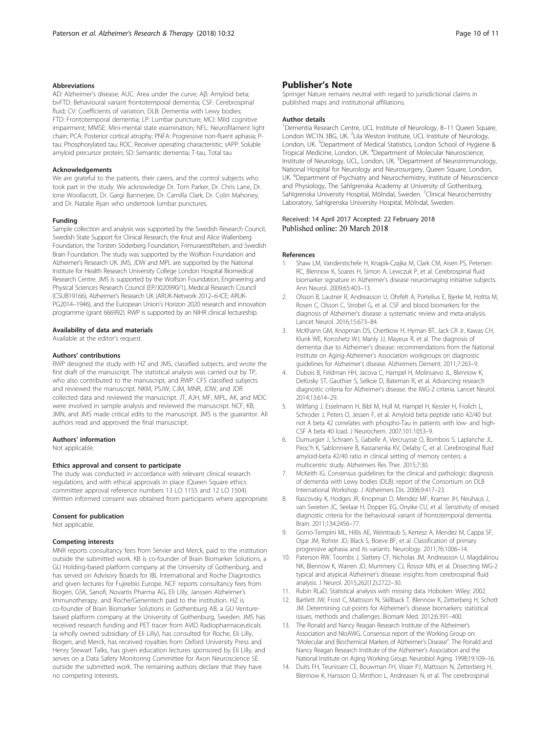### Abbreviations

AD: Alzheimer's disease; AUC: Area under the curve; Aβ: Amyloid beta; bvFTD: Behavioural variant frontotemporal dementia; CSF: Cerebrospinal fluid; CV: Coefficients of variation; DLB: Dementia with Lewy bodies; FTD: Frontotemporal dementia; LP: Lumbar puncture; MCI: Mild cognitive impairment; MMSE: Mini-mental state examination; NFL: Neurofilament light chain; PCA: Posterior cortical atrophy; PNFA: Progressive non-fluent aphasia; P-tau: Phosphorylated tau; ROC: Receiver operating characteristic; sAPP: Soluble amyloid precursor protein; SD: Semantic dementia; T-tau, Total tau

### Acknowledgements

We are grateful to the patients, their carers, and the control subjects who took part in the study. We acknowledge Dr. Tom Parker, Dr. Chris Lane, Dr. Ione Woollacott, Dr. Gargi Bannerjee, Dr. Camilla Clark, Dr. Colin Mahoney, and Dr. Natalie Ryan who undertook lumbar punctures.

### Funding

Sample collection and analysis was supported by the Swedish Research Council, Swedish State Support for Clinical Research, the Knut and Alice Wallenberg Foundation, the Torsten Söderberg Foundation, Frimurarestiftelsen, and Swedish Brain Foundation. The study was supported by the Wolfson Foundation and Alzheimer's Research UK. JMS, JDW and MPL are supported by the National Institute for Health Research University College London Hospital Biomedical Research Centre. JMS is supported by the Wolfson Foundation, Engineering and Physical Sciences Research Council (EP/J020990/1), Medical Research Council (CSUB19166), Alzheimer's Research UK (ARUK-Network 2012–6-ICE; ARUK-PG2014–1946), and the European Union's Horizon 2020 research and innovation programme (grant 666992). RWP is supported by an NIHR clinical lectureship.

### Availability of data and materials

Available at the editor's request.

### Authors' contributions

RWP designed the study with HZ and JMS, classified subjects, and wrote the first draft of the manuscript. The statistical analysis was carried out by TP, who also contributed to the manuscript, and RWP. CFS classified subjects and reviewed the manuscript. NKM, PSJW, CJM, MNR, JDW, and JDR collected data and reviewed the manuscript. JT, AJH, MF, MPL, AK, and MDC were involved in sample analysis and reviewed the manuscript. NCF, KB, JMN, and JMS made critical edits to the manuscript. JMS is the guarantor. All authors read and approved the final manuscript.

### Authors' information

Not applicable.

### Ethics approval and consent to participate

The study was conducted in accordance with relevant clinical research regulations, and with ethical approvals in place (Queen Square ethics committee approval reference numbers 13 LO 1155 and 12 LO 1504). Written informed consent was obtained from participants where appropriate.

### Consent for publication

Not applicable.

### Competing interests

MNR reports consultancy fees from Servier and Merck, paid to the institution outside the submitted work. KB is co-founder of Brain Biomarker Solutions, a GU Holding-based platform company at the University of Gothenburg, and has served on Advisory Boards for IBL International and Roche Diagnostics and given lectures for Fujirebio Europe. NCF reports consultancy fees from Biogen, GSK, Sanofi, Novartis Pharma AG, Eli Lilly, Janssen Alzheimer's Immunotherapy, and Roche/Genentech paid to the institution. HZ is co-founder of Brain Biomarker Solutions in Gothenburg AB, a GU Venture-based platform company at the University of Gothenburg, Sweden. JMS has received research funding and PET tracer from AVID Radiopharmaceuticals (a wholly owned subsidiary of Eli Lilly), has consulted for Roche, Eli Lilly, Biogen, and Merck, has received royalties from Oxford University Press and Henry Stewart Talks, has given education lectures sponsored by Eli Lilly, and serves on a Data Safety Monitoring Committee for Axon Neuroscience SE outside the submitted work. The remaining authors declare that they have no competing interests.

## Publisher's Note

Springer Nature remains neutral with regard to jurisdictional claims in published maps and institutional affiliations.

### Author details

[1]Dementia Research Centre, UCL Institute of Neurology, 8–11 Queen Square, London WC1N 3BG, UK. [2]Lila Weston Institute, UCL Institute of Neurology, London, UK. [3]Department of Medical Statistics, London School of Hygiene & Tropical Medicine, London, UK. [4]Department of Molecular Neuroscience, Institute of Neurology, UCL, London, UK. [5]Department of Neuroimmunology, National Hospital for Neurology and Neurosurgery, Queen Square, London, UK. [6]Department of Psychiatry and Neurochemistry, Institute of Neuroscience and Physiology, The Sahlgrenska Academy at University of Gothenburg, Sahlgrenska University Hospital, Mölndal, Sweden. [7]Clinical Neurochemistry Laboratory, Sahlgrenska University Hospital, Mölndal, Sweden.

Received: 14 April 2017 Accepted: 22 February 2018
Published online: 20 March 2018

### References

1. Shaw LM, Vanderstichele H, Knapik-Czajka M, Clark CM, Aisen PS, Petersen RC, Blennow K, Soares H, Simon A, Lewczuk P, et al. Cerebrospinal fluid biomarker signature in Alzheimer's disease neuroimaging initiative subjects. Ann Neurol. 2009;65:403–13.
2. Olsson B, Lautner R, Andreasson U, Ohrfelt A, Portelius E, Bjerke M, Holtta M, Rosen C, Olsson C, Strobel G, et al. CSF and blood biomarkers for the diagnosis of Alzheimer's disease: a systematic review and meta-analysis. Lancet Neurol. 2016;15:673–84.
3. McKhann GM, Knopman DS, Chertkow H, Hyman BT, Jack CR Jr, Kawas CH, Klunk WE, Koroshetz WJ, Manly JJ, Mayeux R, et al. The diagnosis of dementia due to Alzheimer's disease: recommendations from the National Institute on Aging-Alzheimer's Association workgroups on diagnostic guidelines for Alzheimer's disease. Alzheimers Dement. 2011;7:263–9.
4. Dubois B, Feldman HH, Jacova C, Hampel H, Molinuevo JL, Blennow K, DeKosky ST, Gauthier S, Selkoe D, Bateman R, et al. Advancing research diagnostic criteria for Alzheimer's disease: the IWG-2 criteria. Lancet Neurol. 2014;13:614–29.
5. Wiltfang J, Esselmann H, Bibl M, Hull M, Hampel H, Kessler H, Frolich L, Schroder J, Peters O, Jessen F, et al. Amyloid beta peptide ratio 42/40 but not A beta 42 correlates with phospho-Tau in patients with low- and high-CSF A beta 40 load. J Neurochem. 2007;101:1053–9.
6. Dumurgier J, Schraen S, Gabelle A, Vercruysse O, Bombois S, Laplanche JL, Peoc'h K, Sablonniere B, Kastanenka KV, Delaby C, et al. Cerebrospinal fluid amyloid-beta 42/40 ratio in clinical setting of memory centers: a multicentric study. Alzheimers Res Ther. 2015;7:30.
7. McKeith IG. Consensus guidelines for the clinical and pathologic diagnosis of dementia with Lewy bodies (DLB): report of the Consortium on DLB International Workshop. J Alzheimers Dis. 2006;9:417–23.
8. Rascovsky K, Hodges JR, Knopman D, Mendez MF, Kramer JH, Neuhaus J, van Swieten JC, Seelaar H, Dopper EG, Onyike CU, et al. Sensitivity of revised diagnostic criteria for the behavioural variant of frontotemporal dementia. Brain. 2011;134:2456–77.
9. Gorno-Tempini ML, Hillis AE, Weintraub S, Kertesz A, Mendez M, Cappa SF, Ogar JM, Rohrer JD, Black S, Boeve BF, et al. Classification of primary progressive aphasia and its variants. Neurology. 2011;76:1006–14.
10. Paterson RW, Toombs J, Slattery CF, Nicholas JM, Andreasson U, Magdalinou NK, Blennow K, Warren JD, Mummery CJ, Rossor MN, et al. Dissecting IWG-2 typical and atypical Alzheimer's disease: insights from cerebrospinal fluid analysis. J Neurol. 2015;262(12):2722–30.
11. Rubin RLaD. Statistical analysis with missing data. Hoboken: Wiley; 2002.
12. Bartlett JW, Frost C, Mattsson N, Skillback T, Blennow K, Zetterberg H, Schott JM. Determining cut-points for Alzheimer's disease biomarkers: statistical issues, methods and challenges. Biomark Med. 2012;6:391–400.
13. The Ronald and Nancy Reagan Research Institute of the Alzheimer's Association and NIoAWG. Consensus report of the Working Group on: "Molecular and Biochemical Markers of Alzheimer's Disease". The Ronald and Nancy Reagan Research Institute of the Alzheimer's Association and the National Institute on Aging Working Group. Neurobiol Aging. 1998;19:109–16.
14. Duits FH, Teunissen CE, Bouwman FH, Visser PJ, Mattsson N, Zetterberg H, Blennow K, Hansson O, Minthon L, Andreasen N, et al. The cerebrospinal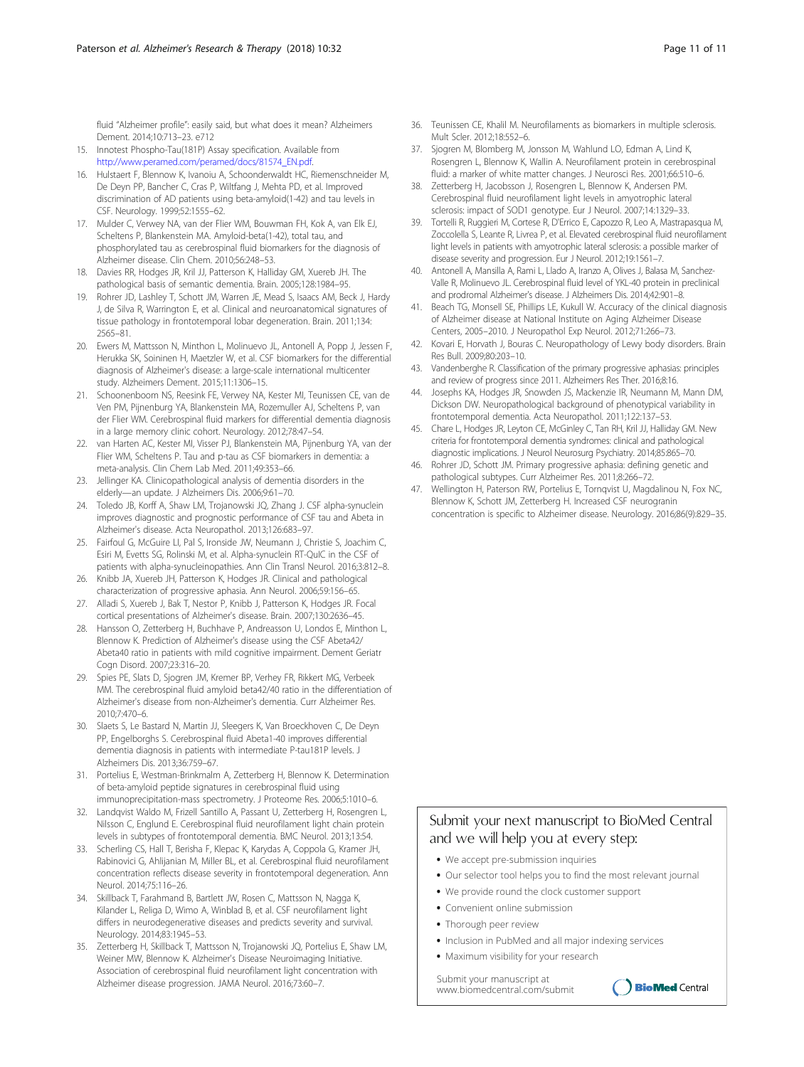fluid "Alzheimer profile": easily said, but what does it mean? Alzheimers Dement. 2014;10:713–23. e712

15. Innotest Phospho-Tau(181P) Assay specification. Available from http://www.peramed.com/peramed/docs/81574_EN.pdf.
16. Hulstaert F, Blennow K, Ivanoiu A, Schoonderwaldt HC, Riemenschneider M, De Deyn PP, Bancher C, Cras P, Wiltfang J, Mehta PD, et al. Improved discrimination of AD patients using beta-amyloid(1-42) and tau levels in CSF. Neurology. 1999;52:1555–62.
17. Mulder C, Verwey NA, van der Flier WM, Bouwman FH, Kok A, van Elk EJ, Scheltens P, Blankenstein MA. Amyloid-beta(1-42), total tau, and phosphorylated tau as cerebrospinal fluid biomarkers for the diagnosis of Alzheimer disease. Clin Chem. 2010;56:248–53.
18. Davies RR, Hodges JR, Kril JJ, Patterson K, Halliday GM, Xuereb JH. The pathological basis of semantic dementia. Brain. 2005;128:1984–95.
19. Rohrer JD, Lashley T, Schott JM, Warren JE, Mead S, Isaacs AM, Beck J, Hardy J, de Silva R, Warrington E, et al. Clinical and neuroanatomical signatures of tissue pathology in frontotemporal lobar degeneration. Brain. 2011;134:2565–81.
20. Ewers M, Mattsson N, Minthon L, Molinuevo JL, Antonell A, Popp J, Jessen F, Herukka SK, Soininen H, Maetzler W, et al. CSF biomarkers for the differential diagnosis of Alzheimer's disease: a large-scale international multicenter study. Alzheimers Dement. 2015;11:1306–15.
21. Schoonenboom NS, Reesink FE, Verwey NA, Kester MI, Teunissen CE, van de Ven PM, Pijnenburg YA, Blankenstein MA, Rozemuller AJ, Scheltens P, van der Flier WM. Cerebrospinal fluid markers for differential dementia diagnosis in a large memory clinic cohort. Neurology. 2012;78:47–54.
22. van Harten AC, Kester MI, Visser PJ, Blankenstein MA, Pijnenburg YA, van der Flier WM, Scheltens P. Tau and p-tau as CSF biomarkers in dementia: a meta-analysis. Clin Chem Lab Med. 2011;49:353–66.
23. Jellinger KA. Clinicopathological analysis of dementia disorders in the elderly—an update. J Alzheimers Dis. 2006;9:61–70.
24. Toledo JB, Korff A, Shaw LM, Trojanowski JQ, Zhang J. CSF alpha-synuclein improves diagnostic and prognostic performance of CSF tau and Abeta in Alzheimer's disease. Acta Neuropathol. 2013;126:683–97.
25. Fairfoul G, McGuire LI, Pal S, Ironside JW, Neumann J, Christie S, Joachim C, Esiri M, Evetts SG, Rolinski M, et al. Alpha-synuclein RT-QuIC in the CSF of patients with alpha-synucleinopathies. Ann Clin Transl Neurol. 2016;3:812–8.
26. Knibb JA, Xuereb JH, Patterson K, Hodges JR. Clinical and pathological characterization of progressive aphasia. Ann Neurol. 2006;59:156–65.
27. Alladi S, Xuereb J, Bak T, Nestor P, Knibb J, Patterson K, Hodges JR. Focal cortical presentations of Alzheimer's disease. Brain. 2007;130:2636–45.
28. Hansson O, Zetterberg H, Buchhave P, Andreasson U, Londos E, Minthon L, Blennow K. Prediction of Alzheimer's disease using the CSF Abeta42/Abeta40 ratio in patients with mild cognitive impairment. Dement Geriatr Cogn Disord. 2007;23:316–20.
29. Spies PE, Slats D, Sjogren JM, Kremer BP, Verhey FR, Rikkert MG, Verbeek MM. The cerebrospinal fluid amyloid beta42/40 ratio in the differentiation of Alzheimer's disease from non-Alzheimer's dementia. Curr Alzheimer Res. 2010;7:470–6.
30. Slaets S, Le Bastard N, Martin JJ, Sleegers K, Van Broeckhoven C, De Deyn PP, Engelborghs S. Cerebrospinal fluid Abeta1-40 improves differential dementia diagnosis in patients with intermediate P-tau181P levels. J Alzheimers Dis. 2013;36:759–67.
31. Portelius E, Westman-Brinkmalm A, Zetterberg H, Blennow K. Determination of beta-amyloid peptide signatures in cerebrospinal fluid using immunoprecipitation-mass spectrometry. J Proteome Res. 2006;5:1010–6.
32. Landqvist Waldo M, Frizell Santillo A, Passant U, Zetterberg H, Rosengren L, Nilsson C, Englund E. Cerebrospinal fluid neurofilament light chain protein levels in subtypes of frontotemporal dementia. BMC Neurol. 2013;13:54.
33. Scherling CS, Hall T, Berisha F, Klepac K, Karydas A, Coppola G, Kramer JH, Rabinovici G, Ahlijanian M, Miller BL, et al. Cerebrospinal fluid neurofilament concentration reflects disease severity in frontotemporal degeneration. Ann Neurol. 2014;75:116–26.
34. Skillback T, Farahmand B, Bartlett JW, Rosen C, Mattsson N, Nagga K, Kilander L, Religa D, Wimo A, Winblad B, et al. CSF neurofilament light differs in neurodegenerative diseases and predicts severity and survival. Neurology. 2014;83:1945–53.
35. Zetterberg H, Skillback T, Mattsson N, Trojanowski JQ, Portelius E, Shaw LM, Weiner MW, Blennow K. Alzheimer's Disease Neuroimaging Initiative. Association of cerebrospinal fluid neurofilament light concentration with Alzheimer disease progression. JAMA Neurol. 2016;73:60–7.
36. Teunissen CE, Khalil M. Neurofilaments as biomarkers in multiple sclerosis. Mult Scler. 2012;18:552–6.
37. Sjogren M, Blomberg M, Jonsson M, Wahlund LO, Edman A, Lind K, Rosengren L, Blennow K, Wallin A. Neurofilament protein in cerebrospinal fluid: a marker of white matter changes. J Neurosci Res. 2001;66:510–6.
38. Zetterberg H, Jacobsson J, Rosengren L, Blennow K, Andersen PM. Cerebrospinal fluid neurofilament light levels in amyotrophic lateral sclerosis: impact of SOD1 genotype. Eur J Neurol. 2007;14:1329–33.
39. Tortelli R, Ruggieri M, Cortese R, D'Errico E, Capozzo R, Leo A, Mastrapasqua M, Zoccolella S, Leante R, Livrea P, et al. Elevated cerebrospinal fluid neurofilament light levels in patients with amyotrophic lateral sclerosis: a possible marker of disease severity and progression. Eur J Neurol. 2012;19:1561–7.
40. Antonell A, Mansilla A, Rami L, Llado A, Iranzo A, Olives J, Balasa M, Sanchez-Valle R, Molinuevo JL. Cerebrospinal fluid level of YKL-40 protein in preclinical and prodromal Alzheimer's disease. J Alzheimers Dis. 2014;42:901–8.
41. Beach TG, Monsell SE, Phillips LE, Kukull W. Accuracy of the clinical diagnosis of Alzheimer disease at National Institute on Aging Alzheimer Disease Centers, 2005–2010. J Neuropathol Exp Neurol. 2012;71:266–73.
42. Kovari E, Horvath J, Bouras C. Neuropathology of Lewy body disorders. Brain Res Bull. 2009;80:203–10.
43. Vandenberghe R. Classification of the primary progressive aphasias: principles and review of progress since 2011. Alzheimers Res Ther. 2016;8:16.
44. Josephs KA, Hodges JR, Snowden JS, Mackenzie IR, Neumann M, Mann DM, Dickson DW. Neuropathological background of phenotypical variability in frontotemporal dementia. Acta Neuropathol. 2011;122:137–53.
45. Chare L, Hodges JR, Leyton CE, McGinley C, Tan RH, Kril JJ, Halliday GM. New criteria for frontotemporal dementia syndromes: clinical and pathological diagnostic implications. J Neurol Neurosurg Psychiatry. 2014;85:865–70.
46. Rohrer JD, Schott JM. Primary progressive aphasia: defining genetic and pathological subtypes. Curr Alzheimer Res. 2011;8:266–72.
47. Wellington H, Paterson RW, Portelius E, Tornqvist U, Magdalinou N, Fox NC, Blennow K, Schott JM, Zetterberg H. Increased CSF neurogranin concentration is specific to Alzheimer disease. Neurology. 2016;86(9):829–35.

Submit your next manuscript to BioMed Central and we will help you at every step:

- We accept pre-submission inquiries
- Our selector tool helps you to find the most relevant journal
- We provide round the clock customer support
- Convenient online submission
- Thorough peer review
- Inclusion in PubMed and all major indexing services
- Maximum visibility for your research

Submit your manuscript at www.biomedcentral.com/submit

BioMed Central